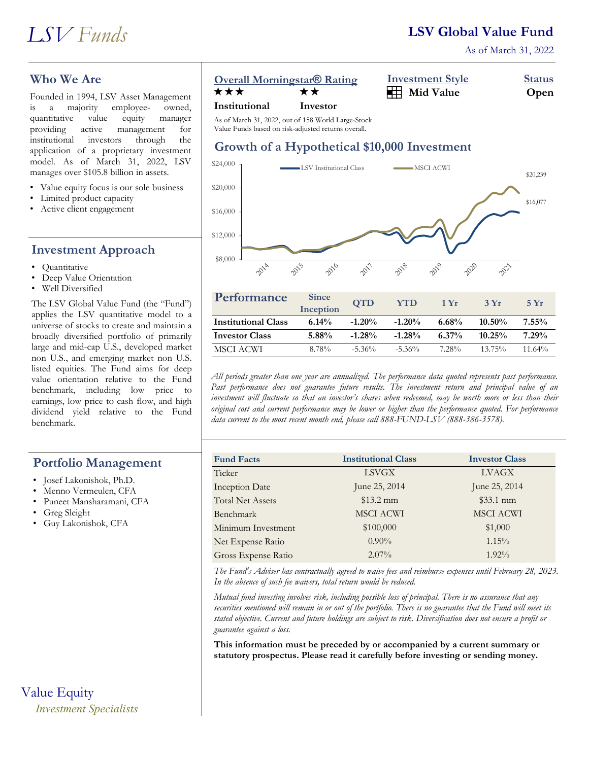# LSV Funds

## LSV Global Value Fund

As of March 31, 2022

## Who We Are

Founded in 1994, LSV Asset Management is a majority employee- owned, quantitative value equity manager providing active management for institutional investors through the application of a proprietary investment model. As of March 31, 2022, LSV manages over $105.8 billion in assets.

- Value equity focus is our sole business
- Limited product capacity
- Active client engagement

## Investment Approach

- Quantitative
- Deep Value Orientation
- Well Diversified

The LSV Global Value Fund (the "Fund") applies the LSV quantitative model to a universe of stocks to create and maintain a broadly diversified portfolio of primarily large and mid-cap U.S., developed market non U.S., and emerging market non U.S. listed equities. The Fund aims for deep value orientation relative to the Fund benchmark, including low price to earnings, low price to cash flow, and high dividend yield relative to the Fund benchmark.

## Portfolio Management

- Josef Lakonishok, Ph.D.
- Menno Vermeulen, CFA
- Puneet Mansharamani, CFA
- Greg Sleight
- Guy Lakonishok, CFA

Value Equity

*Investment Specialists*

**Overall Morningstar® Rating**

★★★ **Institutional** ★★ **Investor**

As of March 31, 2022, out of 158 World Large-Stock Value Funds based on risk-adjusted returns overall.

**Investment Style**: Mid Value

**Status**: Open

## Growth of a Hypothetical $10,000 Investment

LSV Institutional Class: $16,077

MSCI ACWI: $20,239

## Performance

| | Since Inception | QTD | YTD | 1 Yr | 3 Yr | 5 Yr |
|---|---|---|---|---|---|---|
| **Institutional Class** | **6.14%** | **-1.20%** | **-1.20%** | **6.68%** | **10.50%** | **7.55%** |
| **Investor Class** | **5.88%** | **-1.28%** | **-1.28%** | **6.37%** | **10.25%** | **7.29%** |
| MSCI ACWI | 8.78% | -5.36% | -5.36% | 7.28% | 13.75% | 11.64% |

*All periods greater than one year are annualized. The performance data quoted represents past performance. Past performance does not guarantee future results. The investment return and principal value of an investment will fluctuate so that an investor's shares when redeemed, may be worth more or less than their original cost and current performance may be lower or higher than the performance quoted. For performance data current to the most recent month end, please call 888-FUND-LSV (888-386-3578).*

| Fund Facts | Institutional Class | Investor Class |
|---|---|---|
| Ticker | LSVGX | LVAGX |
| Inception Date | June 25, 2014 | June 25, 2014 |
| Total Net Assets | $13.2 mm | $33.1 mm |
| Benchmark | MSCI ACWI | MSCI ACWI |
| Minimum Investment | $100,000 | $1,000 |
| Net Expense Ratio | 0.90% | 1.15% |
| Gross Expense Ratio | 2.07% | 1.92% |

*The Fund's Adviser has contractually agreed to waive fees and reimburse expenses until February 28, 2023. In the absence of such fee waivers, total return would be reduced.*

*Mutual fund investing involves risk, including possible loss of principal. There is no assurance that any securities mentioned will remain in or out of the portfolio. There is no guarantee that the Fund will meet its stated objective. Current and future holdings are subject to risk. Diversification does not ensure a profit or guarantee against a loss.*

**This information must be preceded by or accompanied by a current summary or statutory prospectus. Please read it carefully before investing or sending money.**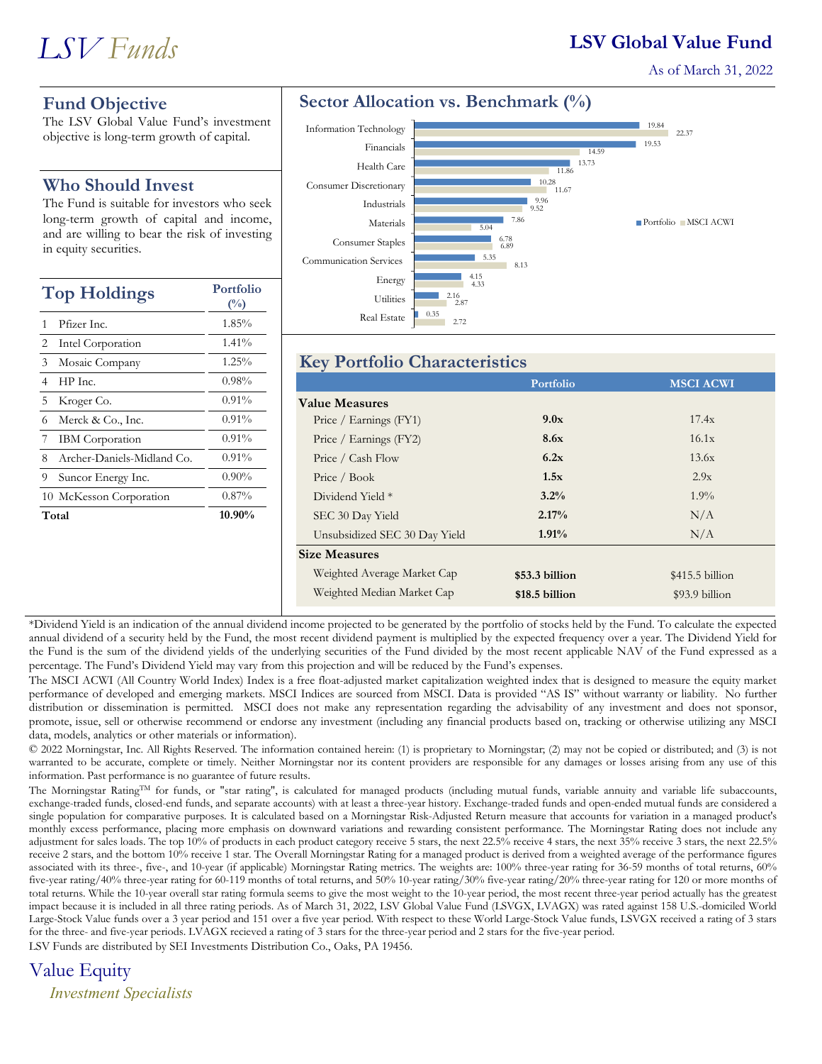# LSV Funds

## LSV Global Value Fund

As of March 31, 2022

## Fund Objective

The LSV Global Value Fund's investment objective is long-term growth of capital.

## Who Should Invest

The Fund is suitable for investors who seek long-term growth of capital and income, and are willing to bear the risk of investing in equity securities.

## Top Holdings

| Top Holdings | Portfolio (%) |
|---|---|
| 1 Pfizer Inc. | 1.85% |
| 2 Intel Corporation | 1.41% |
| 3 Mosaic Company | 1.25% |
| 4 HP Inc. | 0.98% |
| 5 Kroger Co. | 0.91% |
| 6 Merck & Co., Inc. | 0.91% |
| 7 IBM Corporation | 0.91% |
| 8 Archer-Daniels-Midland Co. | 0.91% |
| 9 Suncor Energy Inc. | 0.90% |
| 10 McKesson Corporation | 0.87% |
| **Total** | **10.90%** |

## Sector Allocation vs. Benchmark (%)

Portfolio | MSCI ACWI

Information Technology 19.84 22.37
Financials 19.53 14.59
Health Care 13.73 11.86
Consumer Discretionary 10.28 11.67
Industrials 9.96 9.52
Materials 7.86 5.04
Consumer Staples 6.78 6.89
Communication Services 5.35 8.13
Energy 4.15 4.33
Utilities 2.16 2.87
Real Estate 0.35 2.72

## Key Portfolio Characteristics

| | Portfolio | MSCI ACWI |
|---|---|---|
| **Value Measures** | | |
| Price / Earnings (FY1) | **9.0x** | 17.4x |
| Price / Earnings (FY2) | **8.6x** | 16.1x |
| Price / Cash Flow | **6.2x** | 13.6x |
| Price / Book | **1.5x** | 2.9x |
| Dividend Yield * | **3.2%** | 1.9% |
| SEC 30 Day Yield | **2.17%** | N/A |
| Unsubsidized SEC 30 Day Yield | **1.91%** | N/A |
| **Size Measures** | | |
| Weighted Average Market Cap | **$53.3 billion** | $415.5 billion |
| Weighted Median Market Cap | **$18.5 billion** | $93.9 billion |

*Dividend Yield is an indication of the annual dividend income projected to be generated by the portfolio of stocks held by the Fund. To calculate the expected annual dividend of a security held by the Fund, the most recent dividend payment is multiplied by the expected frequency over a year. The Dividend Yield for the Fund is the sum of the dividend yields of the underlying securities of the Fund divided by the most recent applicable NAV of the Fund expressed as a percentage. The Fund's Dividend Yield may vary from this projection and will be reduced by the Fund's expenses.

The MSCI ACWI (All Country World Index) Index is a free float-adjusted market capitalization weighted index that is designed to measure the equity market performance of developed and emerging markets. MSCI Indices are sourced from MSCI. Data is provided "AS IS" without warranty or liability. No further distribution or dissemination is permitted. MSCI does not make any representation regarding the advisability of any investment and does not sponsor, promote, issue, sell or otherwise recommend or endorse any investment (including any financial products based on, tracking or otherwise utilizing any MSCI data, models, analytics or other materials or information).

© 2022 Morningstar, Inc. All Rights Reserved. The information contained herein: (1) is proprietary to Morningstar; (2) may not be copied or distributed; and (3) is not warranted to be accurate, complete or timely. Neither Morningstar nor its content providers are responsible for any damages or losses arising from any use of this information. Past performance is no guarantee of future results.

The Morningstar Rating™ for funds, or "star rating", is calculated for managed products (including mutual funds, variable annuity and variable life subaccounts, exchange-traded funds, closed-end funds, and separate accounts) with at least a three-year history. Exchange-traded funds and open-ended mutual funds are considered a single population for comparative purposes. It is calculated based on a Morningstar Risk-Adjusted Return measure that accounts for variation in a managed product's monthly excess performance, placing more emphasis on downward variations and rewarding consistent performance. The Morningstar Rating does not include any adjustment for sales loads. The top 10% of products in each product category receive 5 stars, the next 22.5% receive 4 stars, the next 35% receive 3 stars, the next 22.5% receive 2 stars, and the bottom 10% receive 1 star. The Overall Morningstar Rating for a managed product is derived from a weighted average of the performance figures associated with its three-, five-, and 10-year (if applicable) Morningstar Rating metrics. The weights are: 100% three-year rating for 36-59 months of total returns, 60% five-year rating/40% three-year rating for 60-119 months of total returns, and 50% 10-year rating/30% five-year rating/20% three-year rating for 120 or more months of total returns. While the 10-year overall star rating formula seems to give the most weight to the 10-year period, the most recent three-year period actually has the greatest impact because it is included in all three rating periods. As of March 31, 2022, LSV Global Value Fund (LSVGX, LVAGX) was rated against 158 U.S.-domiciled World Large-Stock Value funds over a 3 year period and 151 over a five year period. With respect to these World Large-Stock Value funds, LSVGX received a rating of 3 stars for the three- and five-year periods. LVAGX recieved a rating of 3 stars for the three-year period and 2 stars for the five-year period.

LSV Funds are distributed by SEI Investments Distribution Co., Oaks, PA 19456.

Value Equity
*Investment Specialists*